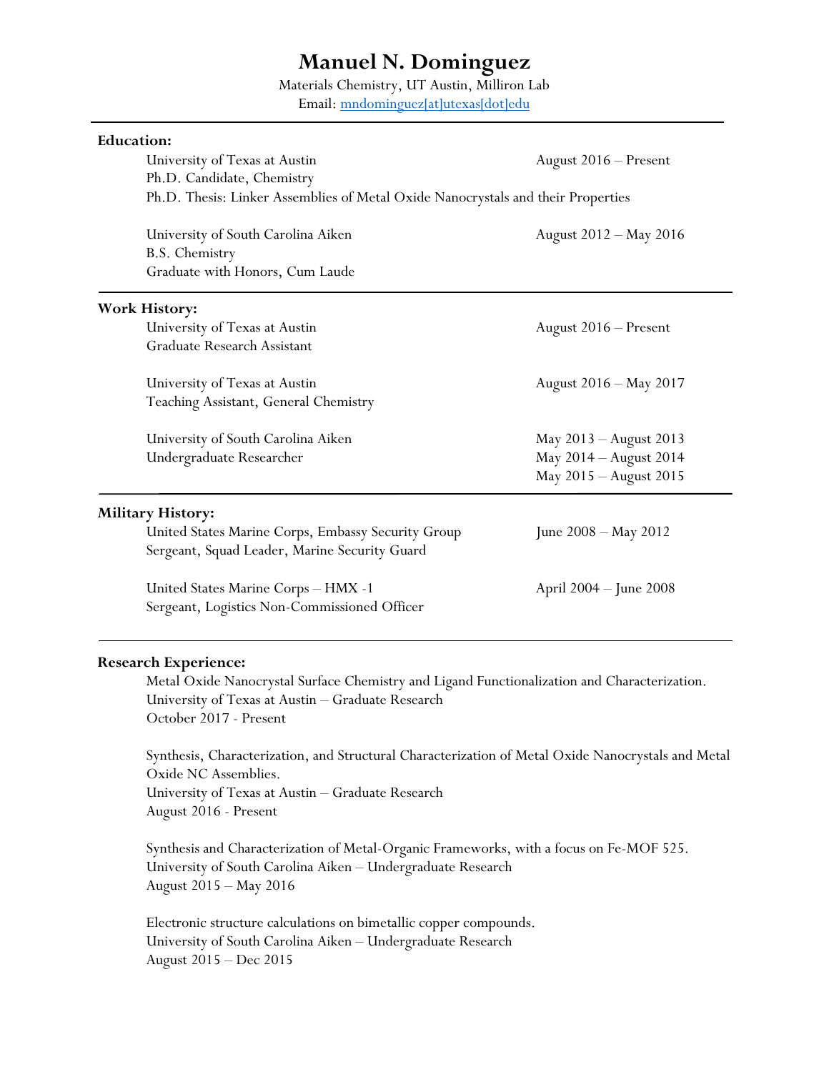# Manuel N. Dominguez

Materials Chemistry, UT Austin, Milliron Lab

Email: mndominguez[at]utexas[dot]edu

---

**Education:**

University of Texas at Austin — August 2016 – Present
Ph.D. Candidate, Chemistry
Ph.D. Thesis: Linker Assemblies of Metal Oxide Nanocrystals and their Properties

University of South Carolina Aiken — August 2012 – May 2016
B.S. Chemistry
Graduate with Honors, Cum Laude

---

**Work History:**

University of Texas at Austin — August 2016 – Present
Graduate Research Assistant

University of Texas at Austin — August 2016 – May 2017
Teaching Assistant, General Chemistry

University of South Carolina Aiken — May 2013 – August 2013; May 2014 – August 2014; May 2015 – August 2015
Undergraduate Researcher

---

**Military History:**

United States Marine Corps, Embassy Security Group — June 2008 – May 2012
Sergeant, Squad Leader, Marine Security Guard

United States Marine Corps – HMX -1 — April 2004 – June 2008
Sergeant, Logistics Non-Commissioned Officer

---

**Research Experience:**

Metal Oxide Nanocrystal Surface Chemistry and Ligand Functionalization and Characterization.
University of Texas at Austin – Graduate Research
October 2017 - Present

Synthesis, Characterization, and Structural Characterization of Metal Oxide Nanocrystals and Metal Oxide NC Assemblies.
University of Texas at Austin – Graduate Research
August 2016 - Present

Synthesis and Characterization of Metal-Organic Frameworks, with a focus on Fe-MOF 525.
University of South Carolina Aiken – Undergraduate Research
August 2015 – May 2016

Electronic structure calculations on bimetallic copper compounds.
University of South Carolina Aiken – Undergraduate Research
August 2015 – Dec 2015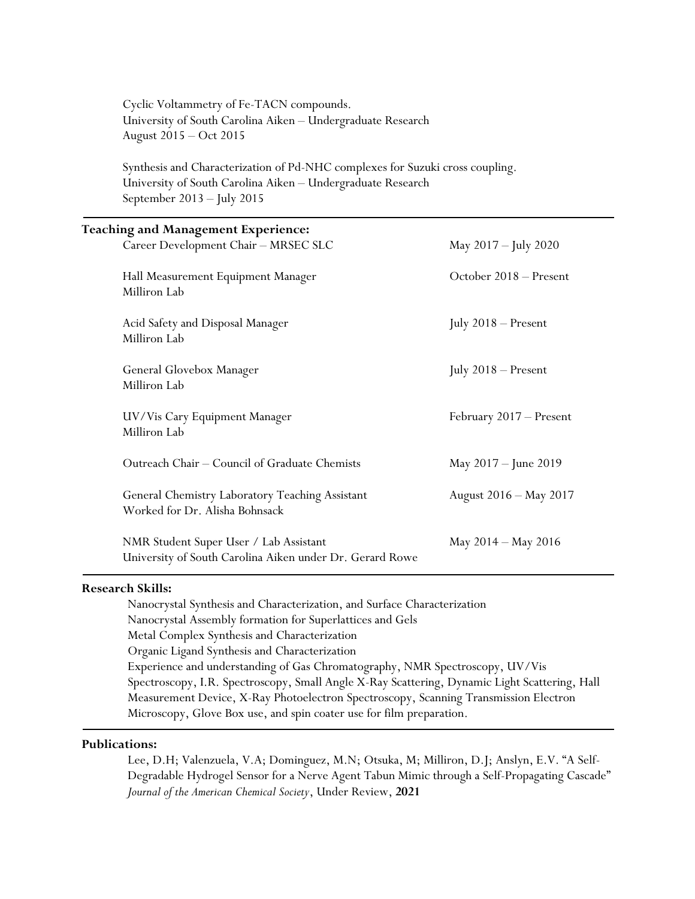Cyclic Voltammetry of Fe-TACN compounds.
University of South Carolina Aiken – Undergraduate Research
August 2015 – Oct 2015

Synthesis and Characterization of Pd-NHC complexes for Suzuki cross coupling.
University of South Carolina Aiken – Undergraduate Research
September 2013 – July 2015

---

**Teaching and Management Experience:**

| | |
|---|---|
| Career Development Chair – MRSEC SLC | May 2017 – July 2020 |
| Hall Measurement Equipment Manager<br>Milliron Lab | October 2018 – Present |
| Acid Safety and Disposal Manager<br>Milliron Lab | July 2018 – Present |
| General Glovebox Manager<br>Milliron Lab | July 2018 – Present |
| UV/Vis Cary Equipment Manager<br>Milliron Lab | February 2017 – Present |
| Outreach Chair – Council of Graduate Chemists | May 2017 – June 2019 |
| General Chemistry Laboratory Teaching Assistant<br>Worked for Dr. Alisha Bohnsack | August 2016 – May 2017 |
| NMR Student Super User / Lab Assistant<br>University of South Carolina Aiken under Dr. Gerard Rowe | May 2014 – May 2016 |

---

**Research Skills:**

Nanocrystal Synthesis and Characterization, and Surface Characterization
Nanocrystal Assembly formation for Superlattices and Gels
Metal Complex Synthesis and Characterization
Organic Ligand Synthesis and Characterization
Experience and understanding of Gas Chromatography, NMR Spectroscopy, UV/Vis Spectroscopy, I.R. Spectroscopy, Small Angle X-Ray Scattering, Dynamic Light Scattering, Hall Measurement Device, X-Ray Photoelectron Spectroscopy, Scanning Transmission Electron Microscopy, Glove Box use, and spin coater use for film preparation.

---

**Publications:**

Lee, D.H; Valenzuela, V.A; Dominguez, M.N; Otsuka, M; Milliron, D.J; Anslyn, E.V. "A Self-Degradable Hydrogel Sensor for a Nerve Agent Tabun Mimic through a Self-Propagating Cascade" *Journal of the American Chemical Society*, Under Review, **2021**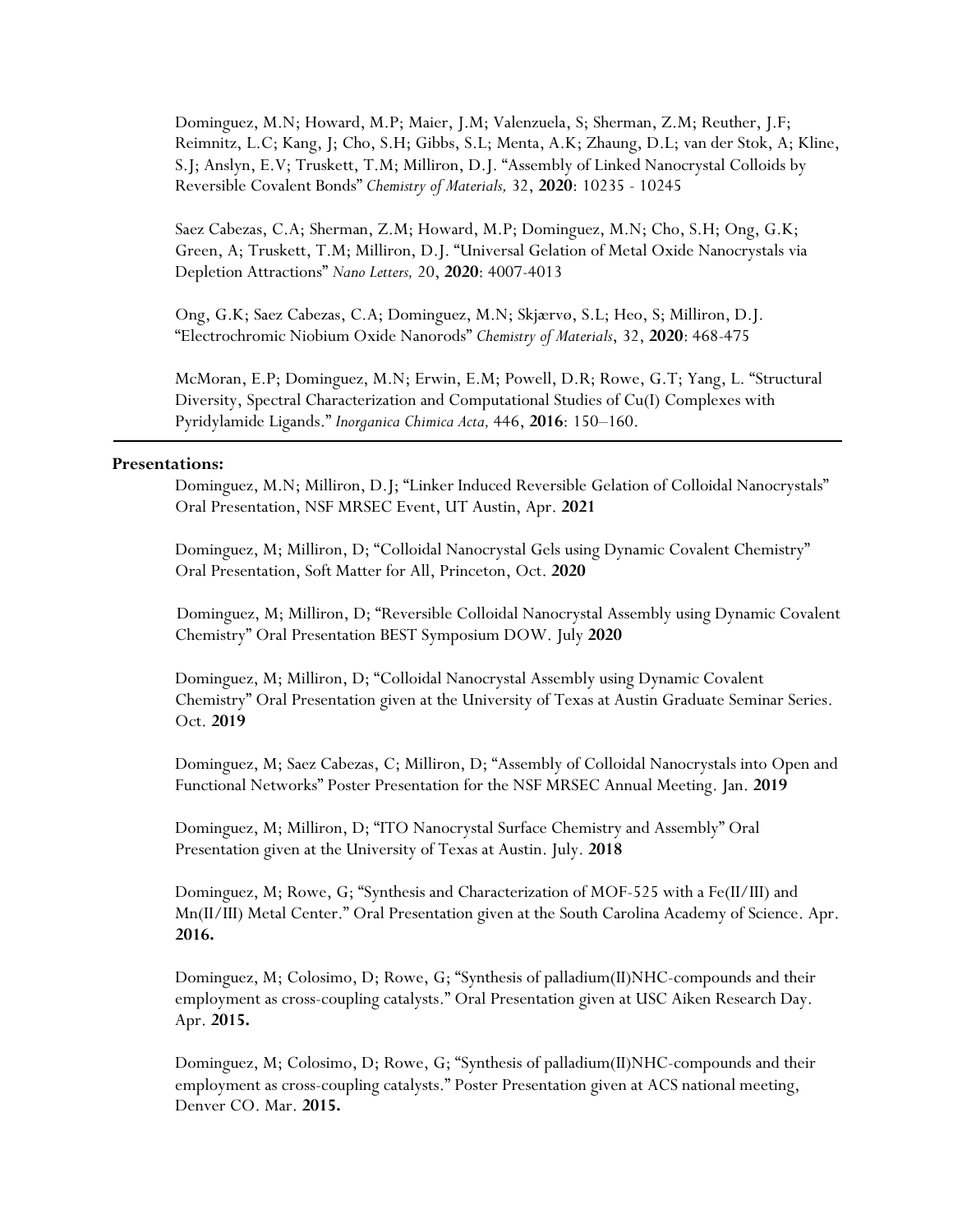Dominguez, M.N; Howard, M.P; Maier, J.M; Valenzuela, S; Sherman, Z.M; Reuther, J.F; Reimnitz, L.C; Kang, J; Cho, S.H; Gibbs, S.L; Menta, A.K; Zhaung, D.L; van der Stok, A; Kline, S.J; Anslyn, E.V; Truskett, T.M; Milliron, D.J. "Assembly of Linked Nanocrystal Colloids by Reversible Covalent Bonds" *Chemistry of Materials,* 32, **2020**: 10235 - 10245

Saez Cabezas, C.A; Sherman, Z.M; Howard, M.P; Dominguez, M.N; Cho, S.H; Ong, G.K; Green, A; Truskett, T.M; Milliron, D.J. "Universal Gelation of Metal Oxide Nanocrystals via Depletion Attractions" *Nano Letters,* 20, **2020**: 4007-4013

Ong, G.K; Saez Cabezas, C.A; Dominguez, M.N; Skjærvø, S.L; Heo, S; Milliron, D.J. "Electrochromic Niobium Oxide Nanorods" *Chemistry of Materials*, 32, **2020**: 468-475

McMoran, E.P; Dominguez, M.N; Erwin, E.M; Powell, D.R; Rowe, G.T; Yang, L. "Structural Diversity, Spectral Characterization and Computational Studies of Cu(I) Complexes with Pyridylamide Ligands." *Inorganica Chimica Acta,* 446, **2016**: 150–160.

---

**Presentations:**

Dominguez, M.N; Milliron, D.J; "Linker Induced Reversible Gelation of Colloidal Nanocrystals" Oral Presentation, NSF MRSEC Event, UT Austin, Apr. **2021**

Dominguez, M; Milliron, D; "Colloidal Nanocrystal Gels using Dynamic Covalent Chemistry" Oral Presentation, Soft Matter for All, Princeton, Oct. **2020**

Dominguez, M; Milliron, D; "Reversible Colloidal Nanocrystal Assembly using Dynamic Covalent Chemistry" Oral Presentation BEST Symposium DOW. July **2020**

Dominguez, M; Milliron, D; "Colloidal Nanocrystal Assembly using Dynamic Covalent Chemistry" Oral Presentation given at the University of Texas at Austin Graduate Seminar Series. Oct. **2019**

Dominguez, M; Saez Cabezas, C; Milliron, D; "Assembly of Colloidal Nanocrystals into Open and Functional Networks" Poster Presentation for the NSF MRSEC Annual Meeting. Jan. **2019**

Dominguez, M; Milliron, D; "ITO Nanocrystal Surface Chemistry and Assembly" Oral Presentation given at the University of Texas at Austin. July. **2018**

Dominguez, M; Rowe, G; "Synthesis and Characterization of MOF-525 with a Fe(II/III) and Mn(II/III) Metal Center." Oral Presentation given at the South Carolina Academy of Science. Apr. **2016.**

Dominguez, M; Colosimo, D; Rowe, G; "Synthesis of palladium(II)NHC-compounds and their employment as cross-coupling catalysts." Oral Presentation given at USC Aiken Research Day. Apr. **2015.**

Dominguez, M; Colosimo, D; Rowe, G; "Synthesis of palladium(II)NHC-compounds and their employment as cross-coupling catalysts." Poster Presentation given at ACS national meeting, Denver CO. Mar. **2015.**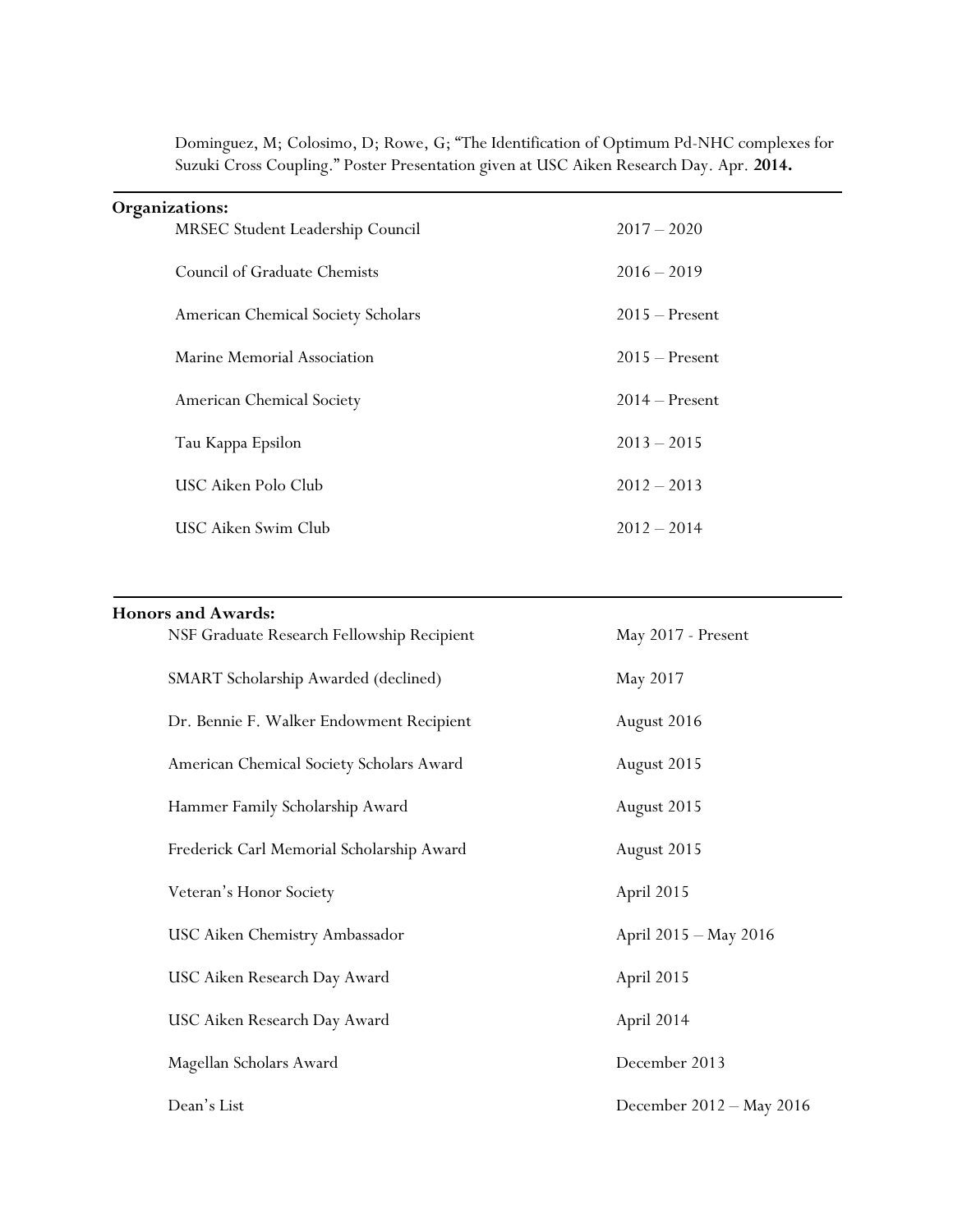Dominguez, M; Colosimo, D; Rowe, G; "The Identification of Optimum Pd-NHC complexes for Suzuki Cross Coupling." Poster Presentation given at USC Aiken Research Day. Apr. **2014.**

---

**Organizations:**

| | |
|---|---|
| MRSEC Student Leadership Council | 2017 – 2020 |
| Council of Graduate Chemists | 2016 – 2019 |
| American Chemical Society Scholars | 2015 – Present |
| Marine Memorial Association | 2015 – Present |
| American Chemical Society | 2014 – Present |
| Tau Kappa Epsilon | 2013 – 2015 |
| USC Aiken Polo Club | 2012 – 2013 |
| USC Aiken Swim Club | 2012 – 2014 |

---

**Honors and Awards:**

| | |
|---|---|
| NSF Graduate Research Fellowship Recipient | May 2017 - Present |
| SMART Scholarship Awarded (declined) | May 2017 |
| Dr. Bennie F. Walker Endowment Recipient | August 2016 |
| American Chemical Society Scholars Award | August 2015 |
| Hammer Family Scholarship Award | August 2015 |
| Frederick Carl Memorial Scholarship Award | August 2015 |
| Veteran's Honor Society | April 2015 |
| USC Aiken Chemistry Ambassador | April 2015 – May 2016 |
| USC Aiken Research Day Award | April 2015 |
| USC Aiken Research Day Award | April 2014 |
| Magellan Scholars Award | December 2013 |
| Dean's List | December 2012 – May 2016 |